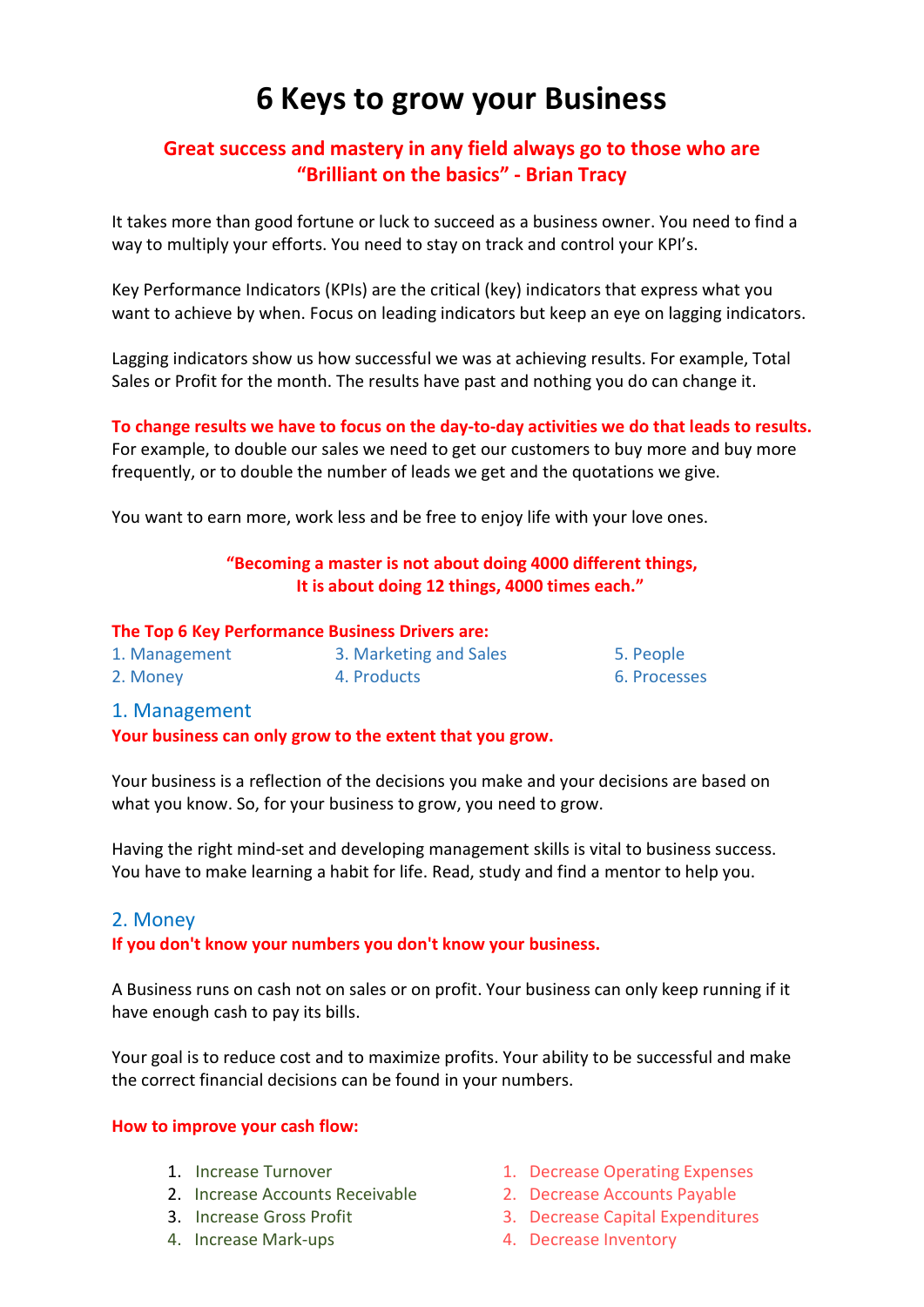# 6 Keys to grow your Business

**Great success and mastery in any field always go to those who are "Brilliant on the basics" - Brian Tracy**

It takes more than good fortune or luck to succeed as a business owner. You need to find a way to multiply your efforts. You need to stay on track and control your KPI's.

Key Performance Indicators (KPIs) are the critical (key) indicators that express what you want to achieve by when. Focus on leading indicators but keep an eye on lagging indicators.

Lagging indicators show us how successful we was at achieving results. For example, Total Sales or Profit for the month. The results have past and nothing you do can change it.

**To change results we have to focus on the day-to-day activities we do that leads to results.** For example, to double our sales we need to get our customers to buy more and buy more frequently, or to double the number of leads we get and the quotations we give.

You want to earn more, work less and be free to enjoy life with your love ones.

**"Becoming a master is not about doing 4000 different things, It is about doing 12 things, 4000 times each."**

**The Top 6 Key Performance Business Drivers are:**

1. Management
2. Money
3. Marketing and Sales
4. Products
5. People
6. Processes

## 1. Management

**Your business can only grow to the extent that you grow.**

Your business is a reflection of the decisions you make and your decisions are based on what you know. So, for your business to grow, you need to grow.

Having the right mind-set and developing management skills is vital to business success. You have to make learning a habit for life. Read, study and find a mentor to help you.

## 2. Money

**If you don't know your numbers you don't know your business.**

A Business runs on cash not on sales or on profit. Your business can only keep running if it have enough cash to pay its bills.

Your goal is to reduce cost and to maximize profits. Your ability to be successful and make the correct financial decisions can be found in your numbers.

**How to improve your cash flow:**

1. Increase Turnover
2. Increase Accounts Receivable
3. Increase Gross Profit
4. Increase Mark-ups

1. Decrease Operating Expenses
2. Decrease Accounts Payable
3. Decrease Capital Expenditures
4. Decrease Inventory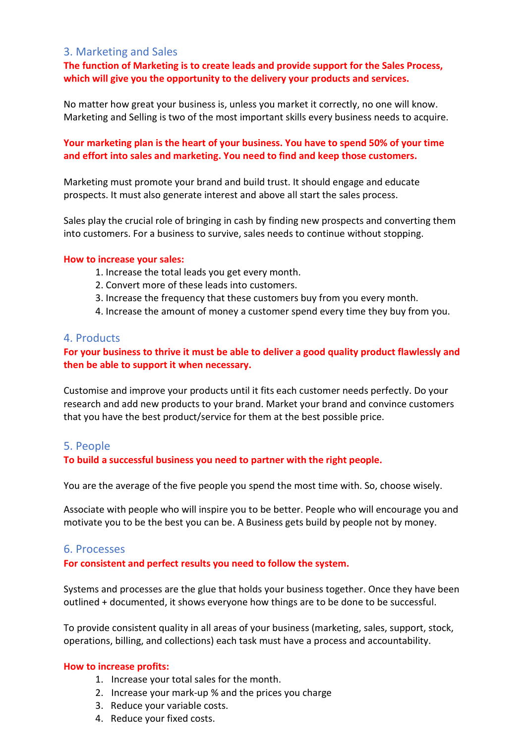## 3. Marketing and Sales

**The function of Marketing is to create leads and provide support for the Sales Process, which will give you the opportunity to the delivery your products and services.**

No matter how great your business is, unless you market it correctly, no one will know. Marketing and Selling is two of the most important skills every business needs to acquire.

**Your marketing plan is the heart of your business. You have to spend 50% of your time and effort into sales and marketing. You need to find and keep those customers.**

Marketing must promote your brand and build trust. It should engage and educate prospects. It must also generate interest and above all start the sales process.

Sales play the crucial role of bringing in cash by finding new prospects and converting them into customers. For a business to survive, sales needs to continue without stopping.

**How to increase your sales:**

1. Increase the total leads you get every month.
2. Convert more of these leads into customers.
3. Increase the frequency that these customers buy from you every month.
4. Increase the amount of money a customer spend every time they buy from you.

## 4. Products

**For your business to thrive it must be able to deliver a good quality product flawlessly and then be able to support it when necessary.**

Customise and improve your products until it fits each customer needs perfectly. Do your research and add new products to your brand. Market your brand and convince customers that you have the best product/service for them at the best possible price.

## 5. People

**To build a successful business you need to partner with the right people.**

You are the average of the five people you spend the most time with. So, choose wisely.

Associate with people who will inspire you to be better. People who will encourage you and motivate you to be the best you can be. A Business gets build by people not by money.

## 6. Processes

**For consistent and perfect results you need to follow the system.**

Systems and processes are the glue that holds your business together. Once they have been outlined + documented, it shows everyone how things are to be done to be successful.

To provide consistent quality in all areas of your business (marketing, sales, support, stock, operations, billing, and collections) each task must have a process and accountability.

**How to increase profits:**

1. Increase your total sales for the month.
2. Increase your mark-up % and the prices you charge
3. Reduce your variable costs.
4. Reduce your fixed costs.